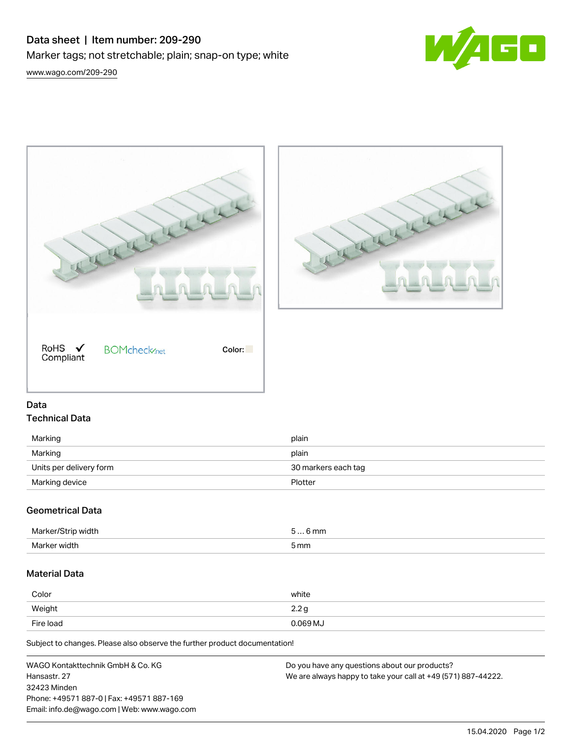# Data sheet | Item number: 209-290

Marker tags; not stretchable; plain; snap-on type; white

www.wago.com/209-290

RoHS ✓ Compliant

BOMcheck.net

Color:

## Data

### Technical Data

| | |
|---|---|
| Marking | plain |
| Marking | plain |
| Units per delivery form | 30 markers each tag |
| Marking device | Plotter |

### Geometrical Data

| | |
|---|---|
| Marker/Strip width | 5 … 6 mm |
| Marker width | 5 mm |

### Material Data

| | |
|---|---|
| Color | white |
| Weight | 2.2 g |
| Fire load | 0.069 MJ |

Subject to changes. Please also observe the further product documentation!

WAGO Kontakttechnik GmbH & Co. KG
Hansastr. 27
32423 Minden
Phone: +49571 887-0 | Fax: +49571 887-169
Email: info.de@wago.com | Web: www.wago.com

Do you have any questions about our products?
We are always happy to take your call at +49 (571) 887-44222.

15.04.2020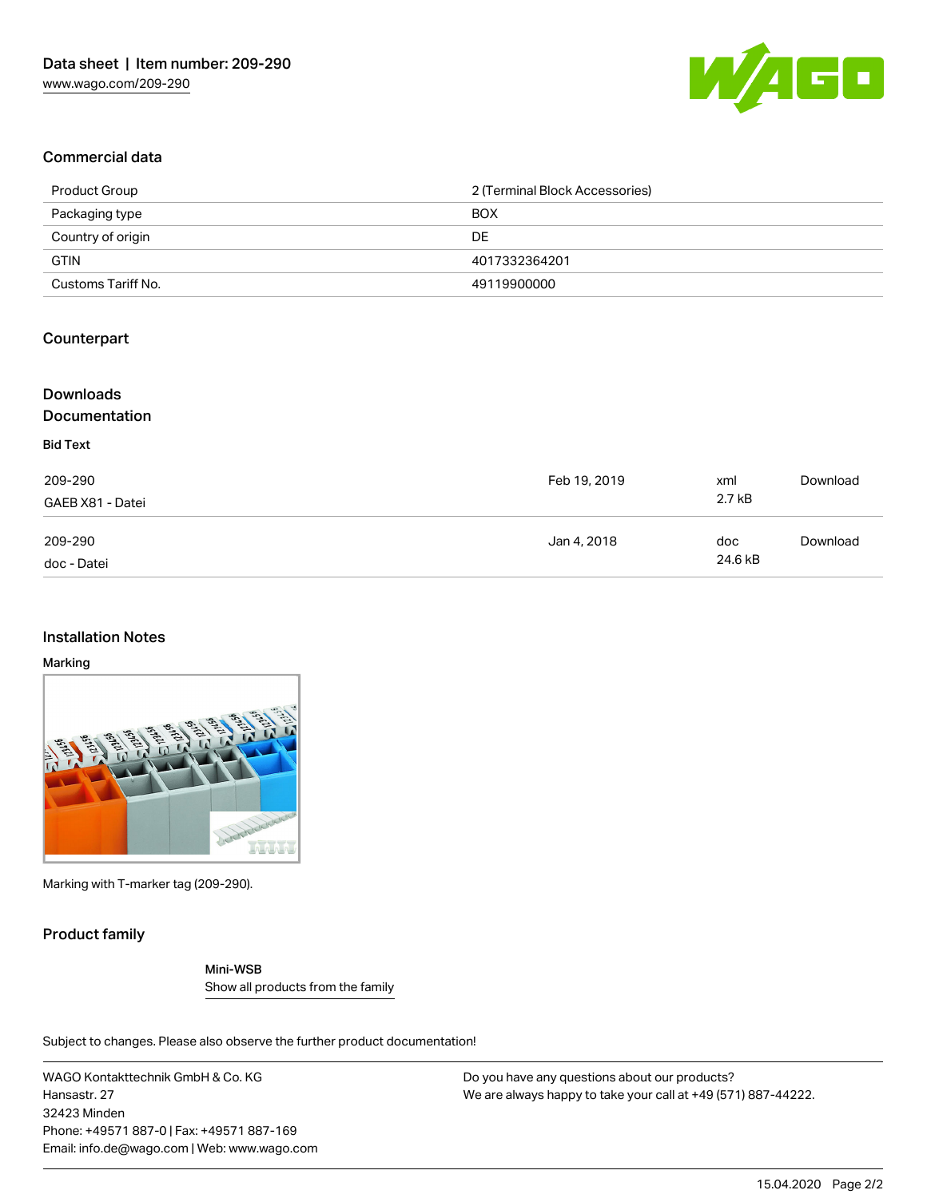## Commercial data

| | |
|---|---|
| Product Group | 2 (Terminal Block Accessories) |
| Packaging type | BOX |
| Country of origin | DE |
| GTIN | 4017332364201 |
| Customs Tariff No. | 49119900000 |

## Counterpart

## Downloads

## Documentation

**Bid Text**

| | | | |
|---|---|---|---|
| 209-290<br>GAEB X81 - Datei | Feb 19, 2019 | xml<br>2.7 kB | Download |
| 209-290<br>doc - Datei | Jan 4, 2018 | doc<br>24.6 kB | Download |

## Installation Notes

**Marking**

Marking with T-marker tag (209-290).

## Product family

**Mini-WSB**

Show all products from the family

Subject to changes. Please also observe the further product documentation!

WAGO Kontakttechnik GmbH & Co. KG
Hansastr. 27
32423 Minden
Phone: +49571 887-0 | Fax: +49571 887-169
Email: info.de@wago.com | Web: www.wago.com

Do you have any questions about our products?
We are always happy to take your call at +49 (571) 887-44222.